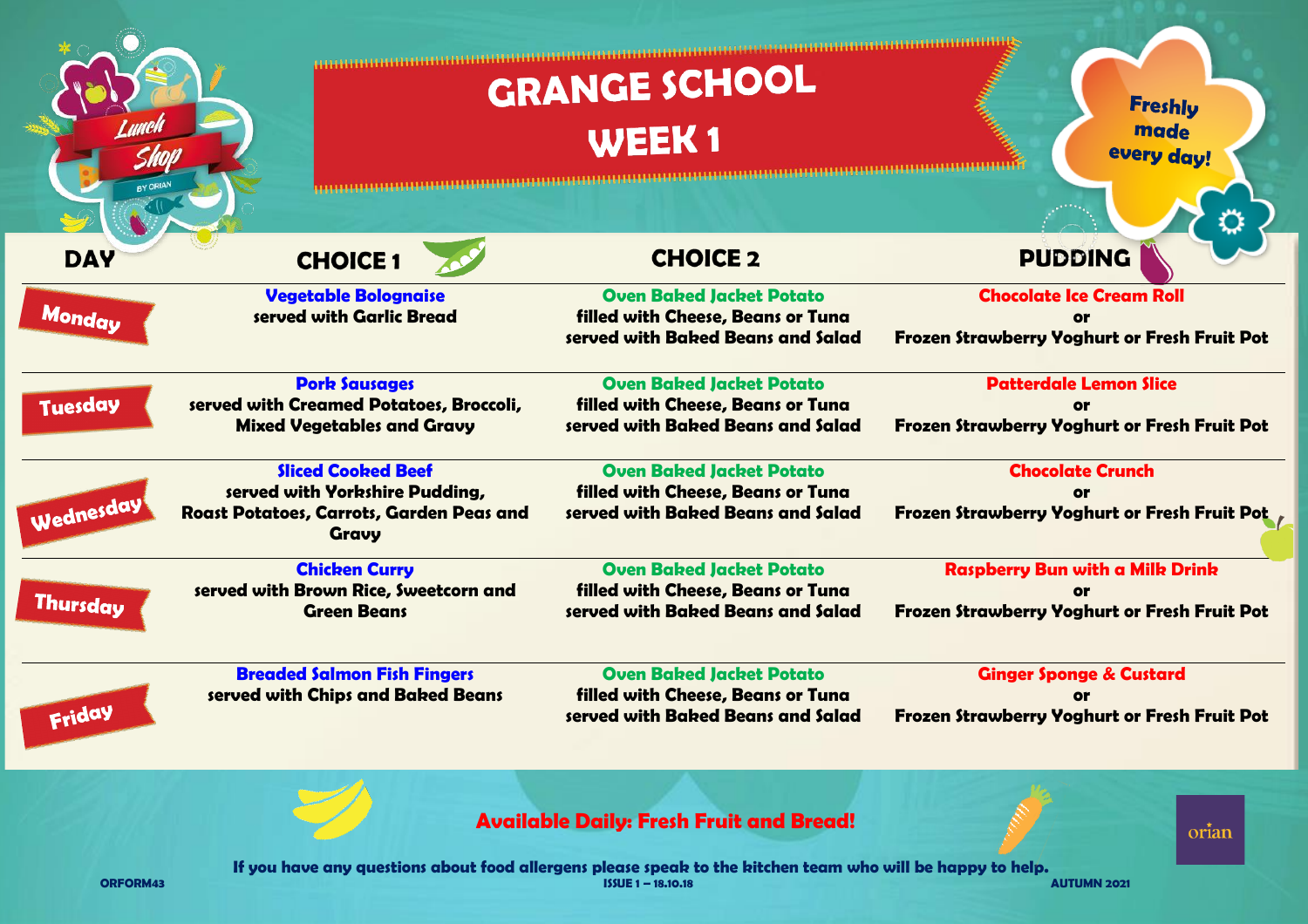# GRANGE SCHOOL

## WEEK 1

Lunch Shop BY ORIAN

Freshly made every day!

| DAY | CHOICE 1 | CHOICE 2 | PUDDING |
|---|---|---|---|
| Monday | **Vegetable Bolognaise** served with Garlic Bread | **Oven Baked Jacket Potato** filled with Cheese, Beans or Tuna served with Baked Beans and Salad | **Chocolate Ice Cream Roll** or Frozen Strawberry Yoghurt or Fresh Fruit Pot |
| Tuesday | **Pork Sausages** served with Creamed Potatoes, Broccoli, Mixed Vegetables and Gravy | **Oven Baked Jacket Potato** filled with Cheese, Beans or Tuna served with Baked Beans and Salad | **Patterdale Lemon Slice** or Frozen Strawberry Yoghurt or Fresh Fruit Pot |
| Wednesday | **Sliced Cooked Beef** served with Yorkshire Pudding, Roast Potatoes, Carrots, Garden Peas and Gravy | **Oven Baked Jacket Potato** filled with Cheese, Beans or Tuna served with Baked Beans and Salad | **Chocolate Crunch** or Frozen Strawberry Yoghurt or Fresh Fruit Pot |
| Thursday | **Chicken Curry** served with Brown Rice, Sweetcorn and Green Beans | **Oven Baked Jacket Potato** filled with Cheese, Beans or Tuna served with Baked Beans and Salad | **Raspberry Bun with a Milk Drink** or Frozen Strawberry Yoghurt or Fresh Fruit Pot |
| Friday | **Breaded Salmon Fish Fingers** served with Chips and Baked Beans | **Oven Baked Jacket Potato** filled with Cheese, Beans or Tuna served with Baked Beans and Salad | **Ginger Sponge & Custard** or Frozen Strawberry Yoghurt or Fresh Fruit Pot |

**Available Daily: Fresh Fruit and Bread!**

**If you have any questions about food allergens please speak to the kitchen team who will be happy to help.**

orian

ORFORM43 ISSUE 1 – 18.10.18 AUTUMN 2021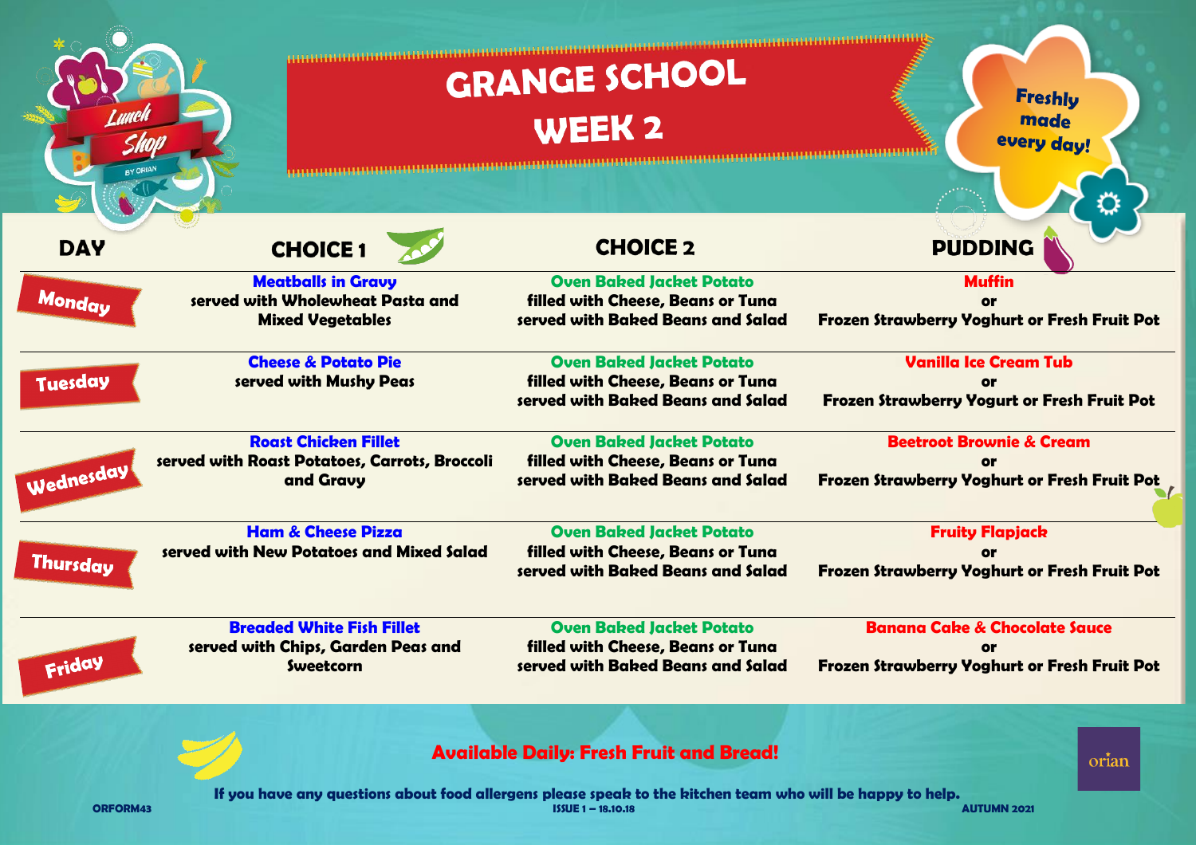Lunch Shop BY ORIAN

# GRANGE SCHOOL
## WEEK 2

Freshly made every day!

| DAY | CHOICE 1 | CHOICE 2 | PUDDING |
|---|---|---|---|
| Monday | **Meatballs in Gravy** served with Wholewheat Pasta and Mixed Vegetables | **Oven Baked Jacket Potato** filled with Cheese, Beans or Tuna served with Baked Beans and Salad | **Muffin** or Frozen Strawberry Yoghurt or Fresh Fruit Pot |
| Tuesday | **Cheese & Potato Pie** served with Mushy Peas | **Oven Baked Jacket Potato** filled with Cheese, Beans or Tuna served with Baked Beans and Salad | **Vanilla Ice Cream Tub** or Frozen Strawberry Yogurt or Fresh Fruit Pot |
| Wednesday | **Roast Chicken Fillet** served with Roast Potatoes, Carrots, Broccoli and Gravy | **Oven Baked Jacket Potato** filled with Cheese, Beans or Tuna served with Baked Beans and Salad | **Beetroot Brownie & Cream** or Frozen Strawberry Yoghurt or Fresh Fruit Pot |
| Thursday | **Ham & Cheese Pizza** served with New Potatoes and Mixed Salad | **Oven Baked Jacket Potato** filled with Cheese, Beans or Tuna served with Baked Beans and Salad | **Fruity Flapjack** or Frozen Strawberry Yoghurt or Fresh Fruit Pot |
| Friday | **Breaded White Fish Fillet** served with Chips, Garden Peas and Sweetcorn | **Oven Baked Jacket Potato** filled with Cheese, Beans or Tuna served with Baked Beans and Salad | **Banana Cake & Chocolate Sauce** or Frozen Strawberry Yoghurt or Fresh Fruit Pot |

**Available Daily: Fresh Fruit and Bread!**

orian

If you have any questions about food allergens please speak to the kitchen team who will be happy to help.

ORFORM43 ISSUE 1 – 18.10.18 AUTUMN 2021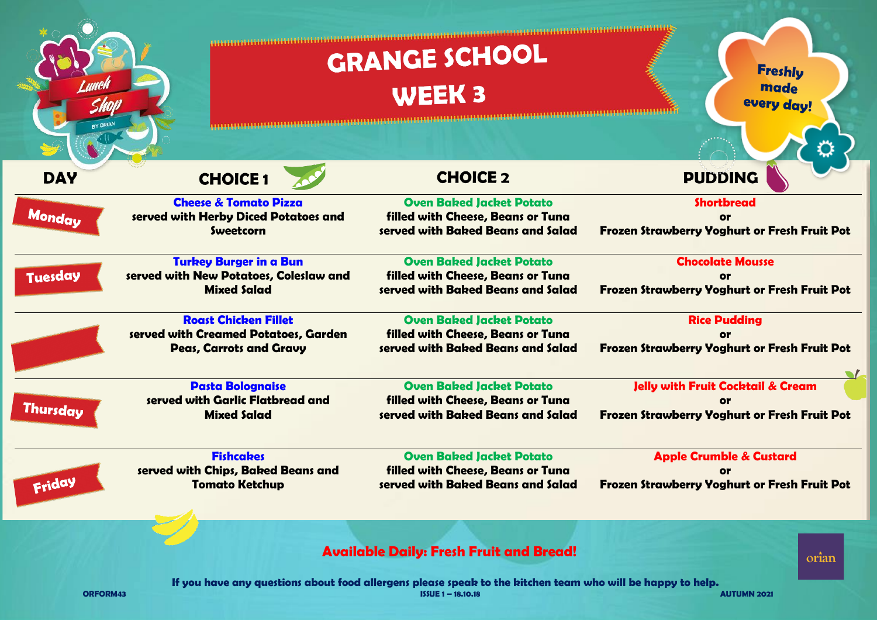# GRANGE SCHOOL WEEK 3

Lunch Shop BY ORIAN

Freshly made every day!

| DAY | CHOICE 1 | CHOICE 2 | PUDDING |
|---|---|---|---|
| Monday | **Cheese & Tomato Pizza** served with Herby Diced Potatoes and Sweetcorn | **Oven Baked Jacket Potato** filled with Cheese, Beans or Tuna served with Baked Beans and Salad | **Shortbread** or Frozen Strawberry Yoghurt or Fresh Fruit Pot |
| Tuesday | **Turkey Burger in a Bun** served with New Potatoes, Coleslaw and Mixed Salad | **Oven Baked Jacket Potato** filled with Cheese, Beans or Tuna served with Baked Beans and Salad | **Chocolate Mousse** or Frozen Strawberry Yoghurt or Fresh Fruit Pot |
| | **Roast Chicken Fillet** served with Creamed Potatoes, Garden Peas, Carrots and Gravy | **Oven Baked Jacket Potato** filled with Cheese, Beans or Tuna served with Baked Beans and Salad | **Rice Pudding** or Frozen Strawberry Yoghurt or Fresh Fruit Pot |
| Thursday | **Pasta Bolognaise** served with Garlic Flatbread and Mixed Salad | **Oven Baked Jacket Potato** filled with Cheese, Beans or Tuna served with Baked Beans and Salad | **Jelly with Fruit Cocktail & Cream** or Frozen Strawberry Yoghurt or Fresh Fruit Pot |
| Friday | **Fishcakes** served with Chips, Baked Beans and Tomato Ketchup | **Oven Baked Jacket Potato** filled with Cheese, Beans or Tuna served with Baked Beans and Salad | **Apple Crumble & Custard** or Frozen Strawberry Yoghurt or Fresh Fruit Pot |

**Available Daily: Fresh Fruit and Bread!**

orian

**If you have any questions about food allergens please speak to the kitchen team who will be happy to help.**

ORFORM43 ISSUE 1 – 18.10.18 AUTUMN 2021